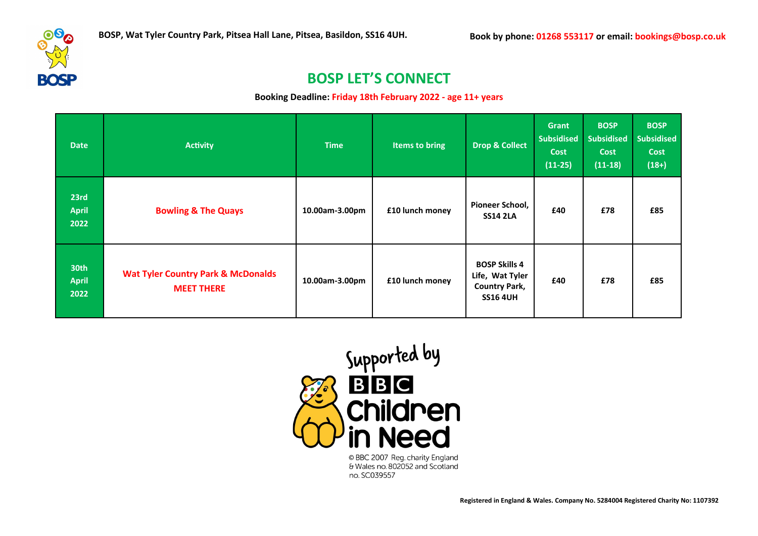BOSP, Wat Tyler Country Park, Pitsea Hall Lane, Pitsea, Basildon, SS16 4UH.

Book by phone: 01268 553117 or email: bookings@bosp.co.uk

# BOSP LET'S CONNECT

**Booking Deadline: Friday 18th February 2022 - age 11+ years**

| Date | Activity | Time | Items to bring | Drop & Collect | Grant Subsidised Cost (11-25) | BOSP Subsidised Cost (11-18) | BOSP Subsidised Cost (18+) |
|---|---|---|---|---|---|---|---|
| 23rd April 2022 | Bowling & The Quays | 10.00am-3.00pm | £10 lunch money | Pioneer School, SS14 2LA | £40 | £78 | £85 |
| 30th April 2022 | Wat Tyler Country Park & McDonalds MEET THERE | 10.00am-3.00pm | £10 lunch money | BOSP Skills 4 Life, Wat Tyler Country Park, SS16 4UH | £40 | £78 | £85 |

Supported by BBC Children in Need

© BBC 2007 Reg. charity England & Wales no. 802052 and Scotland no. SC039557

Registered in England & Wales. Company No. 5284004 Registered Charity No: 1107392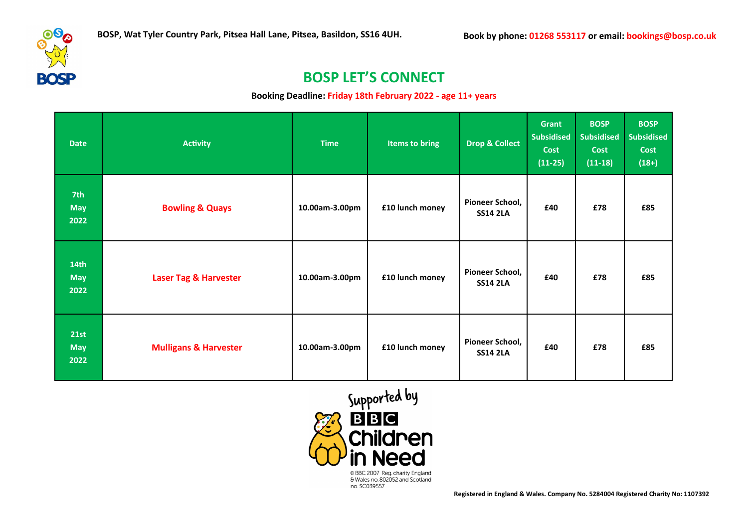BOSP, Wat Tyler Country Park, Pitsea Hall Lane, Pitsea, Basildon, SS16 4UH.

Book by phone: 01268 553117 or email: bookings@bosp.co.uk

## BOSP LET'S CONNECT

**Booking Deadline: Friday 18th February 2022 - age 11+ years**

| Date | Activity | Time | Items to bring | Drop & Collect | Grant Subsidised Cost (11-25) | BOSP Subsidised Cost (11-18) | BOSP Subsidised Cost (18+) |
|---|---|---|---|---|---|---|---|
| 7th May 2022 | Bowling & Quays | 10.00am-3.00pm | £10 lunch money | Pioneer School, SS14 2LA | £40 | £78 | £85 |
| 14th May 2022 | Laser Tag & Harvester | 10.00am-3.00pm | £10 lunch money | Pioneer School, SS14 2LA | £40 | £78 | £85 |
| 21st May 2022 | Mulligans & Harvester | 10.00am-3.00pm | £10 lunch money | Pioneer School, SS14 2LA | £40 | £78 | £85 |

Supported by BBC Children in Need

© BBC 2007 Reg. charity England & Wales no. 802052 and Scotland no. SC039557

Registered in England & Wales. Company No. 5284004 Registered Charity No: 1107392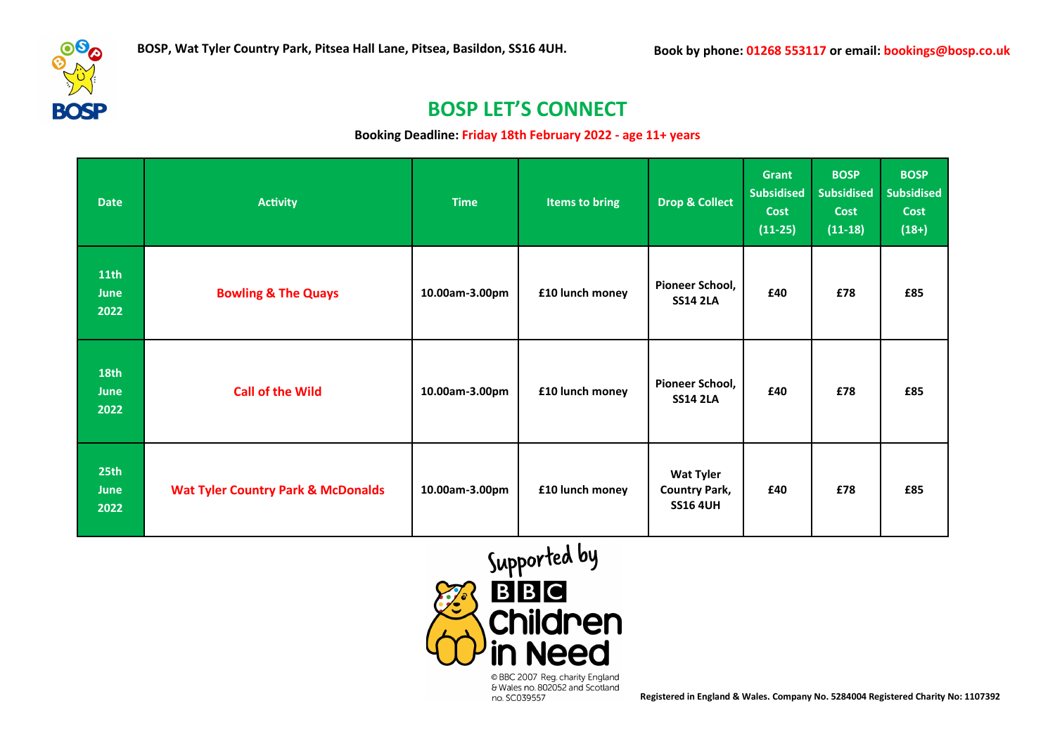BOSP, Wat Tyler Country Park, Pitsea Hall Lane, Pitsea, Basildon, SS16 4UH.

Book by phone: 01268 553117 or email: bookings@bosp.co.uk

# BOSP LET'S CONNECT

**Booking Deadline: Friday 18th February 2022 - age 11+ years**

| Date | Activity | Time | Items to bring | Drop & Collect | Grant Subsidised Cost (11-25) | BOSP Subsidised Cost (11-18) | BOSP Subsidised Cost (18+) |
|---|---|---|---|---|---|---|---|
| 11th June 2022 | Bowling & The Quays | 10.00am-3.00pm | £10 lunch money | Pioneer School, SS14 2LA | £40 | £78 | £85 |
| 18th June 2022 | Call of the Wild | 10.00am-3.00pm | £10 lunch money | Pioneer School, SS14 2LA | £40 | £78 | £85 |
| 25th June 2022 | Wat Tyler Country Park & McDonalds | 10.00am-3.00pm | £10 lunch money | Wat Tyler Country Park, SS16 4UH | £40 | £78 | £85 |

Supported by BBC Children in Need

© BBC 2007 Reg. charity England & Wales no. 802052 and Scotland no. SC039557

Registered in England & Wales. Company No. 5284004 Registered Charity No: 1107392